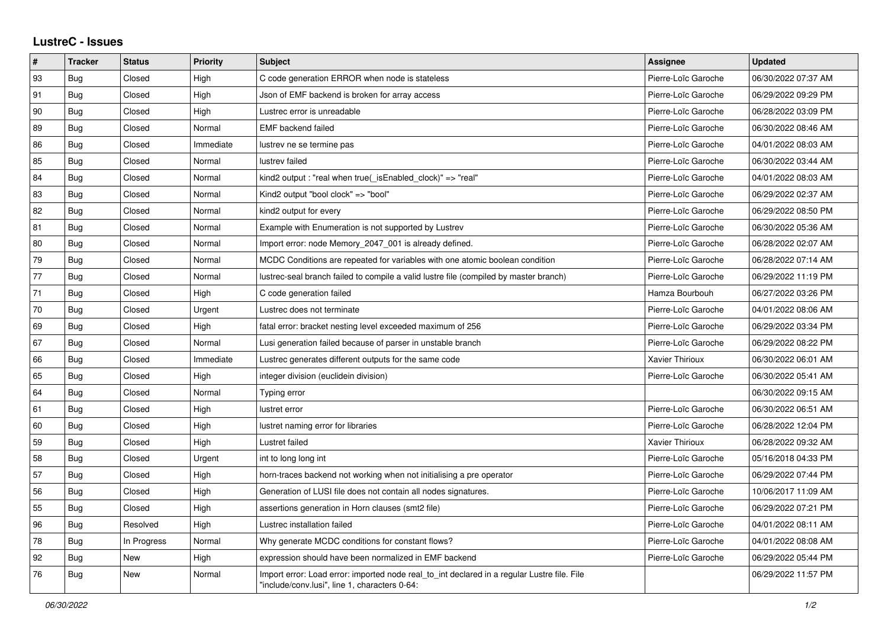# LustreC - Issues

| # | Tracker | Status | Priority | Subject | Assignee | Updated |
|---|---|---|---|---|---|---|
| 93 | Bug | Closed | High | C code generation ERROR when node is stateless | Pierre-Loïc Garoche | 06/30/2022 07:37 AM |
| 91 | Bug | Closed | High | Json of EMF backend is broken for array access | Pierre-Loïc Garoche | 06/29/2022 09:29 PM |
| 90 | Bug | Closed | High | Lustrec error is unreadable | Pierre-Loïc Garoche | 06/28/2022 03:09 PM |
| 89 | Bug | Closed | Normal | EMF backend failed | Pierre-Loïc Garoche | 06/30/2022 08:46 AM |
| 86 | Bug | Closed | Immediate | lustrev ne se termine pas | Pierre-Loïc Garoche | 04/01/2022 08:03 AM |
| 85 | Bug | Closed | Normal | lustrev failed | Pierre-Loïc Garoche | 06/30/2022 03:44 AM |
| 84 | Bug | Closed | Normal | kind2 output : "real when true(_isEnabled_clock)" => "real" | Pierre-Loïc Garoche | 04/01/2022 08:03 AM |
| 83 | Bug | Closed | Normal | Kind2 output "bool clock" => "bool" | Pierre-Loïc Garoche | 06/29/2022 02:37 AM |
| 82 | Bug | Closed | Normal | kind2 output for every | Pierre-Loïc Garoche | 06/29/2022 08:50 PM |
| 81 | Bug | Closed | Normal | Example with Enumeration is not supported by Lustrev | Pierre-Loïc Garoche | 06/30/2022 05:36 AM |
| 80 | Bug | Closed | Normal | Import error: node Memory_2047_001 is already defined. | Pierre-Loïc Garoche | 06/28/2022 02:07 AM |
| 79 | Bug | Closed | Normal | MCDC Conditions are repeated for variables with one atomic boolean condition | Pierre-Loïc Garoche | 06/28/2022 07:14 AM |
| 77 | Bug | Closed | Normal | lustrec-seal branch failed to compile a valid lustre file (compiled by master branch) | Pierre-Loïc Garoche | 06/29/2022 11:19 PM |
| 71 | Bug | Closed | High | C code generation failed | Hamza Bourbouh | 06/27/2022 03:26 PM |
| 70 | Bug | Closed | Urgent | Lustrec does not terminate | Pierre-Loïc Garoche | 04/01/2022 08:06 AM |
| 69 | Bug | Closed | High | fatal error: bracket nesting level exceeded maximum of 256 | Pierre-Loïc Garoche | 06/29/2022 03:34 PM |
| 67 | Bug | Closed | Normal | Lusi generation failed because of parser in unstable branch | Pierre-Loïc Garoche | 06/29/2022 08:22 PM |
| 66 | Bug | Closed | Immediate | Lustrec generates different outputs for the same code | Xavier Thirioux | 06/30/2022 06:01 AM |
| 65 | Bug | Closed | High | integer division (euclidein division) | Pierre-Loïc Garoche | 06/30/2022 05:41 AM |
| 64 | Bug | Closed | Normal | Typing error | | 06/30/2022 09:15 AM |
| 61 | Bug | Closed | High | lustret error | Pierre-Loïc Garoche | 06/30/2022 06:51 AM |
| 60 | Bug | Closed | High | lustret naming error for libraries | Pierre-Loïc Garoche | 06/28/2022 12:04 PM |
| 59 | Bug | Closed | High | Lustret failed | Xavier Thirioux | 06/28/2022 09:32 AM |
| 58 | Bug | Closed | Urgent | int to long long int | Pierre-Loïc Garoche | 05/16/2018 04:33 PM |
| 57 | Bug | Closed | High | horn-traces backend not working when not initialising a pre operator | Pierre-Loïc Garoche | 06/29/2022 07:44 PM |
| 56 | Bug | Closed | High | Generation of LUSI file does not contain all nodes signatures. | Pierre-Loïc Garoche | 10/06/2017 11:09 AM |
| 55 | Bug | Closed | High | assertions generation in Horn clauses (smt2 file) | Pierre-Loïc Garoche | 06/29/2022 07:21 PM |
| 96 | Bug | Resolved | High | Lustrec installation failed | Pierre-Loïc Garoche | 04/01/2022 08:11 AM |
| 78 | Bug | In Progress | Normal | Why generate MCDC conditions for constant flows? | Pierre-Loïc Garoche | 04/01/2022 08:08 AM |
| 92 | Bug | New | High | expression should have been normalized in EMF backend | Pierre-Loïc Garoche | 06/29/2022 05:44 PM |
| 76 | Bug | New | Normal | Import error: Load error: imported node real_to_int declared in a regular Lustre file. File "include/conv.lusi", line 1, characters 0-64: | | 06/29/2022 11:57 PM |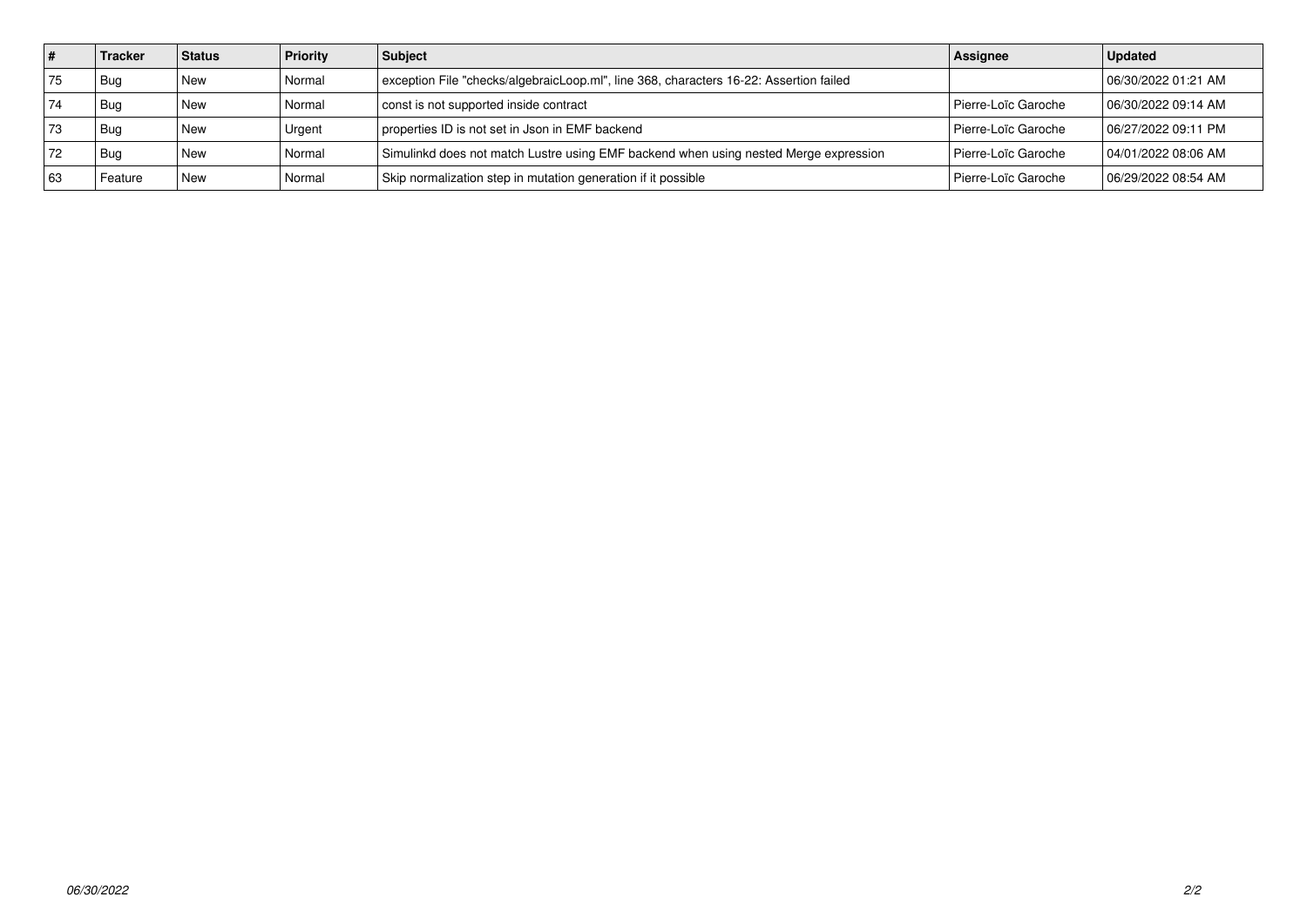| # | Tracker | Status | Priority | Subject | Assignee | Updated |
|---|---|---|---|---|---|---|
| 75 | Bug | New | Normal | exception File "checks/algebraicLoop.ml", line 368, characters 16-22: Assertion failed | | 06/30/2022 01:21 AM |
| 74 | Bug | New | Normal | const is not supported inside contract | Pierre-Loïc Garoche | 06/30/2022 09:14 AM |
| 73 | Bug | New | Urgent | properties ID is not set in Json in EMF backend | Pierre-Loïc Garoche | 06/27/2022 09:11 PM |
| 72 | Bug | New | Normal | Simulinkd does not match Lustre using EMF backend when using nested Merge expression | Pierre-Loïc Garoche | 04/01/2022 08:06 AM |
| 63 | Feature | New | Normal | Skip normalization step in mutation generation if it possible | Pierre-Loïc Garoche | 06/29/2022 08:54 AM |